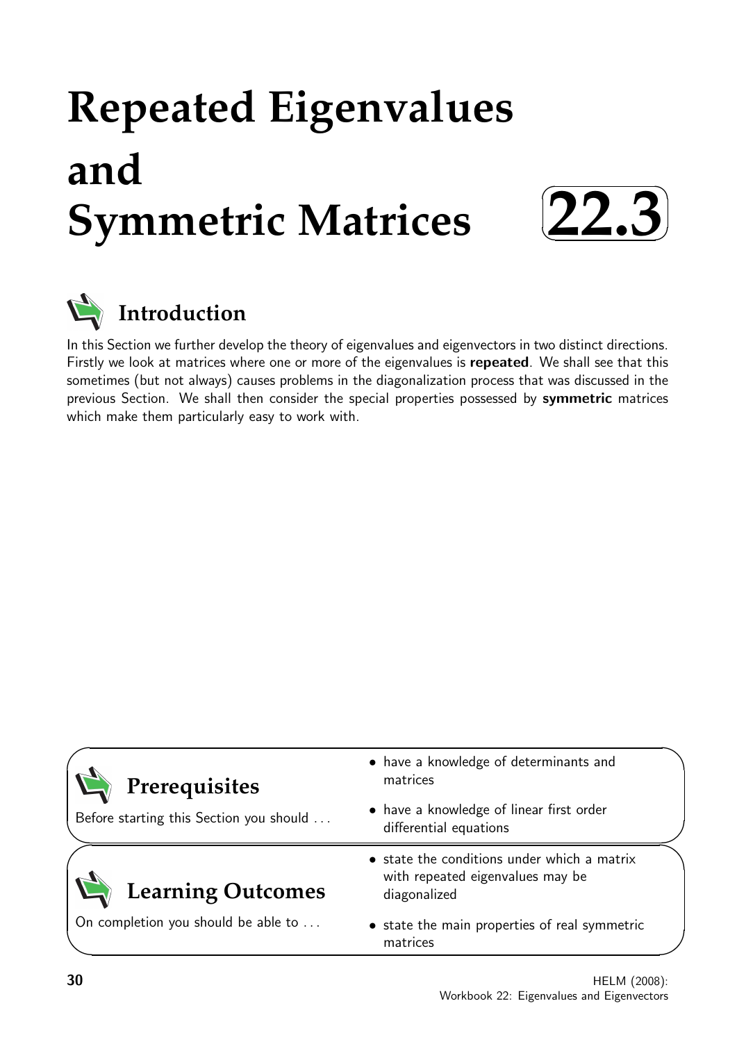# Repeated Eigenvalues and Symmetric Matrices

**22.3**

## Introduction

In this Section we further develop the theory of eigenvalues and eigenvectors in two distinct directions. Firstly we look at matrices where one or more of the eigenvalues is **repeated**. We shall see that this sometimes (but not always) causes problems in the diagonalization process that was discussed in the previous Section. We shall then consider the special properties possessed by **symmetric** matrices which make them particularly easy to work with.

## Prerequisites

Before starting this Section you should ...

- have a knowledge of determinants and matrices
- have a knowledge of linear first order differential equations

## Learning Outcomes

On completion you should be able to ...

- state the conditions under which a matrix with repeated eigenvalues may be diagonalized
- state the main properties of real symmetric matrices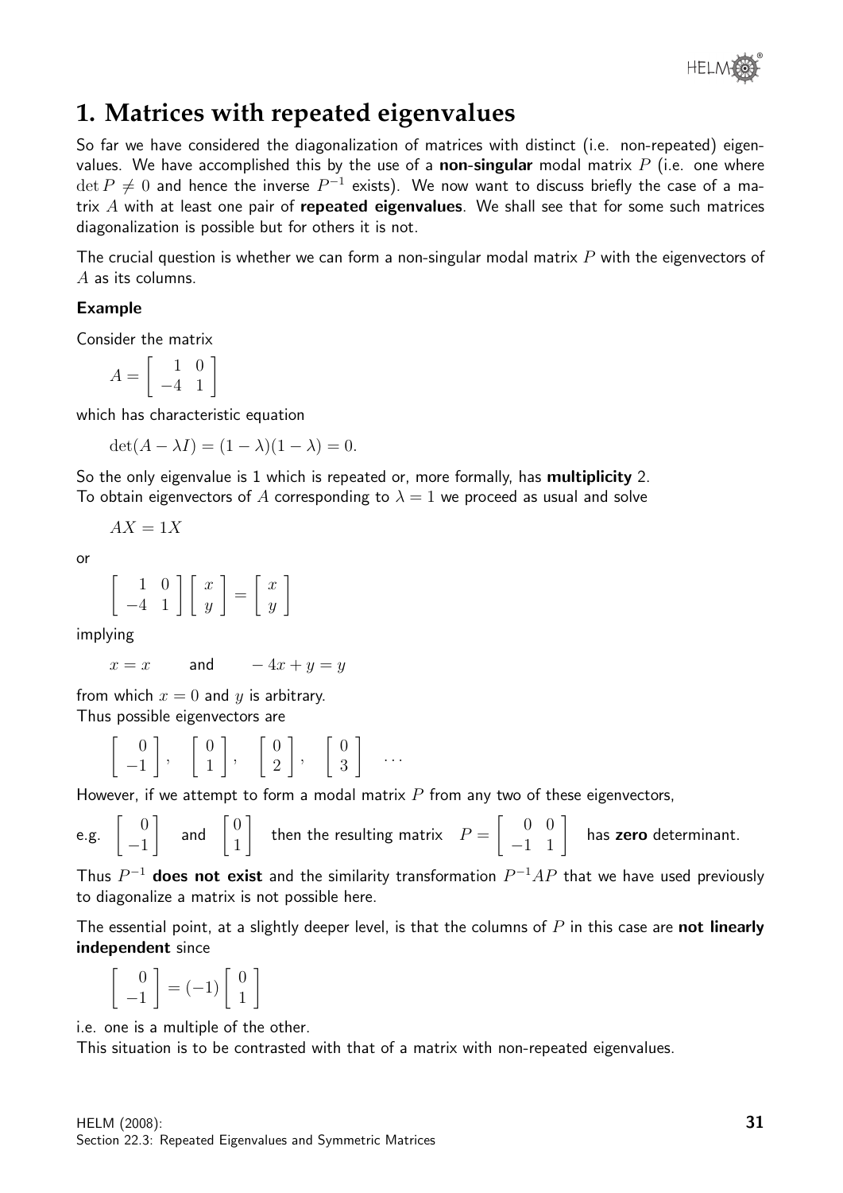## 1. Matrices with repeated eigenvalues

So far we have considered the diagonalization of matrices with distinct (i.e. non-repeated) eigenvalues. We have accomplished this by the use of a **non-singular** modal matrix $P$ (i.e. one where $\det P \neq 0$ and hence the inverse $P^{-1}$ exists). We now want to discuss briefly the case of a matrix $A$ with at least one pair of **repeated eigenvalues**. We shall see that for some such matrices diagonalization is possible but for others it is not.

The crucial question is whether we can form a non-singular modal matrix $P$ with the eigenvectors of $A$ as its columns.

**Example**

Consider the matrix

$$A = \begin{bmatrix} 1 & 0 \\ -4 & 1 \end{bmatrix}$$

which has characteristic equation

$$\det(A - \lambda I) = (1-\lambda)(1-\lambda) = 0.$$

So the only eigenvalue is 1 which is repeated or, more formally, has **multiplicity** 2.
To obtain eigenvectors of $A$ corresponding to $\lambda = 1$ we proceed as usual and solve

$$AX = 1X$$

or

$$\begin{bmatrix} 1 & 0 \\ -4 & 1 \end{bmatrix} \begin{bmatrix} x \\ y \end{bmatrix} = \begin{bmatrix} x \\ y \end{bmatrix}$$

implying

$$x = x \qquad \text{and} \qquad -4x + y = y$$

from which $x = 0$ and $y$ is arbitrary.
Thus possible eigenvectors are

$$\begin{bmatrix} 0 \\ -1 \end{bmatrix}, \quad \begin{bmatrix} 0 \\ 1 \end{bmatrix}, \quad \begin{bmatrix} 0 \\ 2 \end{bmatrix}, \quad \begin{bmatrix} 0 \\ 3 \end{bmatrix} \quad \ldots$$

However, if we attempt to form a modal matrix $P$ from any two of these eigenvectors,

e.g. $\begin{bmatrix} 0 \\ -1 \end{bmatrix}$ and $\begin{bmatrix} 0 \\ 1 \end{bmatrix}$ then the resulting matrix $P = \begin{bmatrix} 0 & 0 \\ -1 & 1 \end{bmatrix}$ has **zero** determinant.

Thus $P^{-1}$ **does not exist** and the similarity transformation $P^{-1}AP$ that we have used previously to diagonalize a matrix is not possible here.

The essential point, at a slightly deeper level, is that the columns of $P$ in this case are **not linearly independent** since

$$\begin{bmatrix} 0 \\ -1 \end{bmatrix} = (-1)\begin{bmatrix} 0 \\ 1 \end{bmatrix}$$

i.e. one is a multiple of the other.
This situation is to be contrasted with that of a matrix with non-repeated eigenvalues.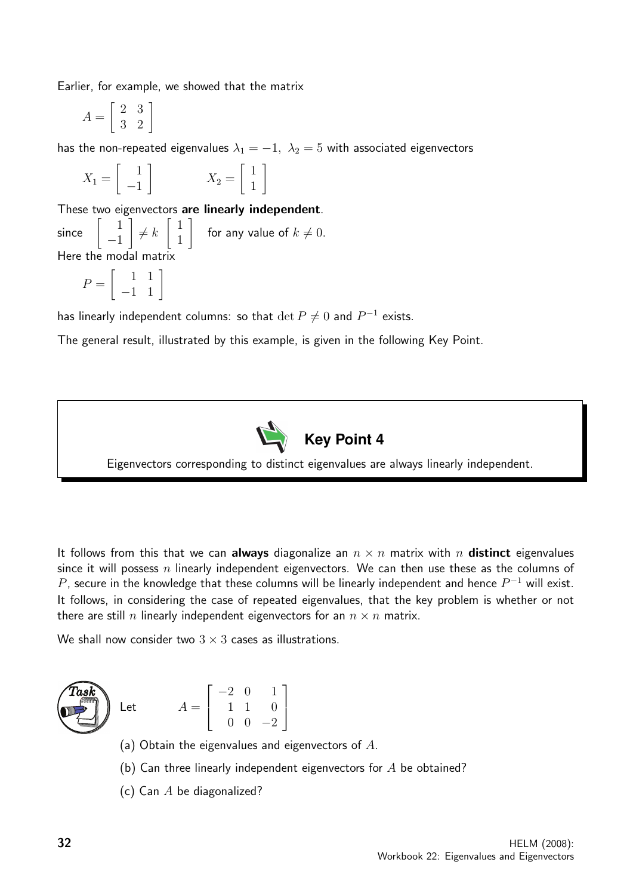Earlier, for example, we showed that the matrix

$$A = \begin{bmatrix} 2 & 3 \\ 3 & 2 \end{bmatrix}$$

has the non-repeated eigenvalues $\lambda_1 = -1, \ \lambda_2 = 5$ with associated eigenvectors

$$X_1 = \begin{bmatrix} 1 \\ -1 \end{bmatrix} \qquad X_2 = \begin{bmatrix} 1 \\ 1 \end{bmatrix}$$

These two eigenvectors **are linearly independent**.

since $\begin{bmatrix} 1 \\ -1 \end{bmatrix} \neq k \begin{bmatrix} 1 \\ 1 \end{bmatrix}$ for any value of $k \neq 0$.

Here the modal matrix

$$P = \begin{bmatrix} 1 & 1 \\ -1 & 1 \end{bmatrix}$$

has linearly independent columns: so that $\det P \neq 0$ and $P^{-1}$ exists.

The general result, illustrated by this example, is given in the following Key Point.

**Key Point 4**

Eigenvectors corresponding to distinct eigenvalues are always linearly independent.

It follows from this that we can **always** diagonalize an $n \times n$ matrix with $n$ **distinct** eigenvalues since it will possess $n$ linearly independent eigenvectors. We can then use these as the columns of $P$, secure in the knowledge that these columns will be linearly independent and hence $P^{-1}$ will exist. It follows, in considering the case of repeated eigenvalues, that the key problem is whether or not there are still $n$ linearly independent eigenvectors for an $n \times n$ matrix.

We shall now consider two $3 \times 3$ cases as illustrations.

**Task**

Let $$A = \begin{bmatrix} -2 & 0 & 1 \\ 1 & 1 & 0 \\ 0 & 0 & -2 \end{bmatrix}$$

(a) Obtain the eigenvalues and eigenvectors of $A$.

(b) Can three linearly independent eigenvectors for $A$ be obtained?

(c) Can $A$ be diagonalized?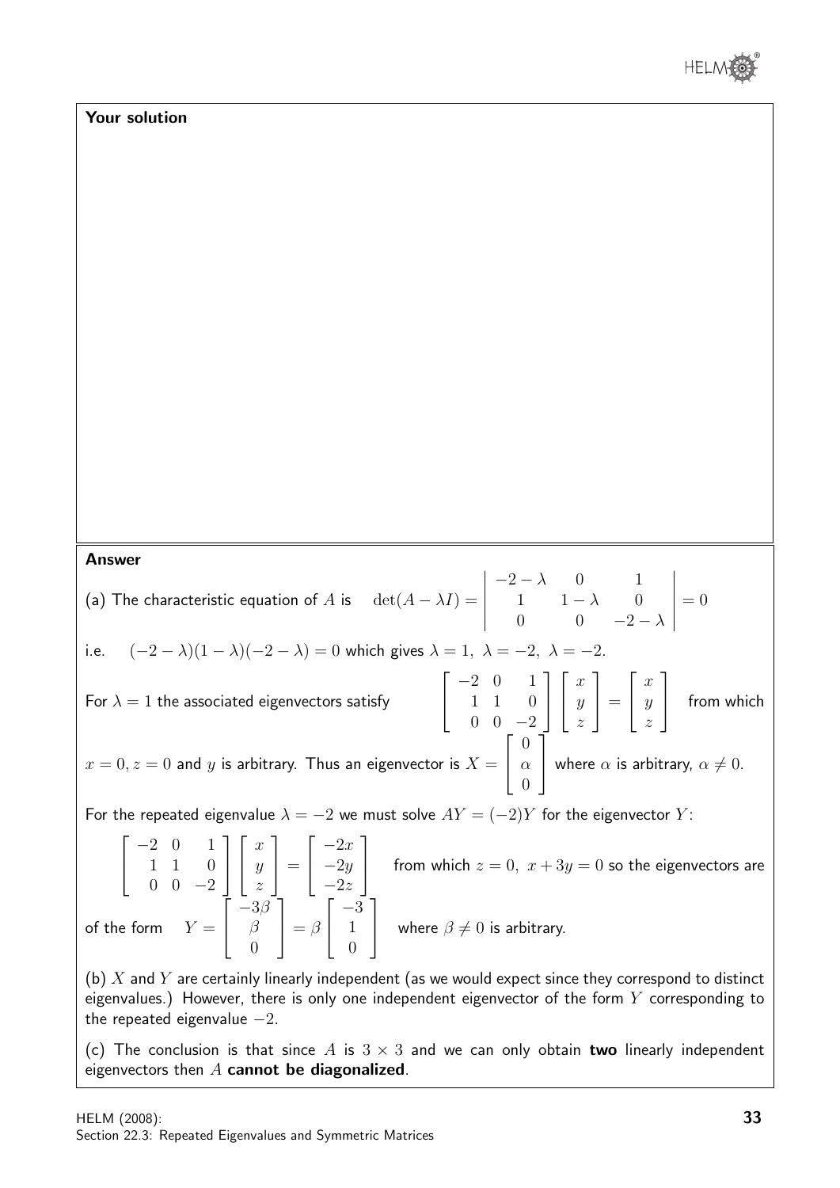**Your solution**

**Answer**

(a) The characteristic equation of $A$ is $\quad \det(A - \lambda I) = \begin{vmatrix} -2-\lambda & 0 & 1 \\ 1 & 1-\lambda & 0 \\ 0 & 0 & -2-\lambda \end{vmatrix} = 0$

i.e. $\quad (-2-\lambda)(1-\lambda)(-2-\lambda) = 0$ which gives $\lambda = 1,\ \lambda = -2,\ \lambda = -2$.

For $\lambda = 1$ the associated eigenvectors satisfy $\quad \begin{bmatrix} -2 & 0 & 1 \\ 1 & 1 & 0 \\ 0 & 0 & -2 \end{bmatrix} \begin{bmatrix} x \\ y \\ z \end{bmatrix} = \begin{bmatrix} x \\ y \\ z \end{bmatrix}$ from which $x = 0, z = 0$ and $y$ is arbitrary. Thus an eigenvector is $X = \begin{bmatrix} 0 \\ \alpha \\ 0 \end{bmatrix}$ where $\alpha$ is arbitrary, $\alpha \neq 0$.

For the repeated eigenvalue $\lambda = -2$ we must solve $AY = (-2)Y$ for the eigenvector $Y$:

$$\begin{bmatrix} -2 & 0 & 1 \\ 1 & 1 & 0 \\ 0 & 0 & -2 \end{bmatrix} \begin{bmatrix} x \\ y \\ z \end{bmatrix} = \begin{bmatrix} -2x \\ -2y \\ -2z \end{bmatrix}$$

from which $z = 0,\ x + 3y = 0$ so the eigenvectors are of the form $\quad Y = \begin{bmatrix} -3\beta \\ \beta \\ 0 \end{bmatrix} = \beta \begin{bmatrix} -3 \\ 1 \\ 0 \end{bmatrix}$ where $\beta \neq 0$ is arbitrary.

(b) $X$ and $Y$ are certainly linearly independent (as we would expect since they correspond to distinct eigenvalues.) However, there is only one independent eigenvector of the form $Y$ corresponding to the repeated eigenvalue $-2$.

(c) The conclusion is that since $A$ is $3 \times 3$ and we can only obtain **two** linearly independent eigenvectors then $A$ **cannot be diagonalized**.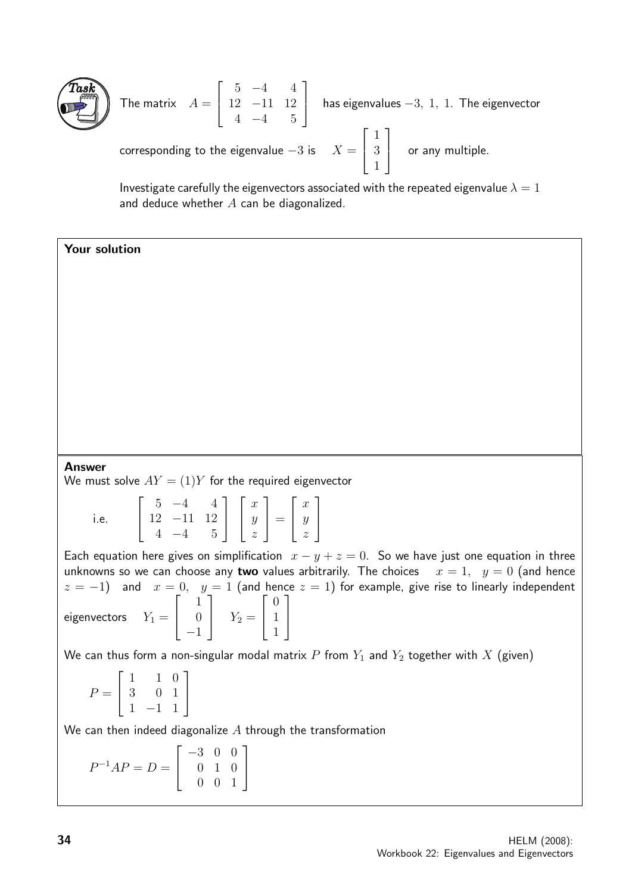**Task**

The matrix $A = \begin{bmatrix} 5 & -4 & 4 \\ 12 & -11 & 12 \\ 4 & -4 & 5 \end{bmatrix}$ has eigenvalues $-3,\ 1,\ 1$. The eigenvector corresponding to the eigenvalue $-3$ is $X = \begin{bmatrix} 1 \\ 3 \\ 1 \end{bmatrix}$ or any multiple.

Investigate carefully the eigenvectors associated with the repeated eigenvalue $\lambda = 1$ and deduce whether $A$ can be diagonalized.

**Your solution**

**Answer**

We must solve $AY = (1)Y$ for the required eigenvector

i.e. $$\begin{bmatrix} 5 & -4 & 4 \\ 12 & -11 & 12 \\ 4 & -4 & 5 \end{bmatrix} \begin{bmatrix} x \\ y \\ z \end{bmatrix} = \begin{bmatrix} x \\ y \\ z \end{bmatrix}$$

Each equation here gives on simplification $x - y + z = 0$. So we have just one equation in three unknowns so we can choose any **two** values arbitrarily. The choices $x = 1,\ \ y = 0$ (and hence $z = -1$) and $x = 0,\ \ y = 1$ (and hence $z = 1$) for example, give rise to linearly independent eigenvectors $Y_1 = \begin{bmatrix} 1 \\ 0 \\ -1 \end{bmatrix}$ $\quad Y_2 = \begin{bmatrix} 0 \\ 1 \\ 1 \end{bmatrix}$

We can thus form a non-singular modal matrix $P$ from $Y_1$ and $Y_2$ together with $X$ (given)

$$P = \begin{bmatrix} 1 & 1 & 0 \\ 3 & 0 & 1 \\ 1 & -1 & 1 \end{bmatrix}$$

We can then indeed diagonalize $A$ through the transformation

$$P^{-1}AP = D = \begin{bmatrix} -3 & 0 & 0 \\ 0 & 1 & 0 \\ 0 & 0 & 1 \end{bmatrix}$$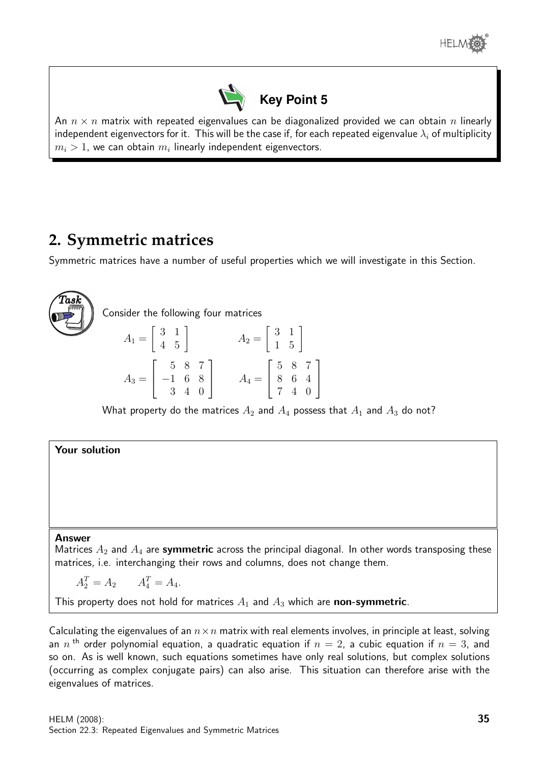**Key Point 5**

An $n \times n$ matrix with repeated eigenvalues can be diagonalized provided we can obtain $n$ linearly independent eigenvectors for it. This will be the case if, for each repeated eigenvalue $\lambda_i$ of multiplicity $m_i > 1$, we can obtain $m_i$ linearly independent eigenvectors.

## 2. Symmetric matrices

Symmetric matrices have a number of useful properties which we will investigate in this Section.

**Task**

Consider the following four matrices

$$A_1 = \begin{bmatrix} 3 & 1 \\ 4 & 5 \end{bmatrix} \qquad A_2 = \begin{bmatrix} 3 & 1 \\ 1 & 5 \end{bmatrix}$$

$$A_3 = \begin{bmatrix} 5 & 8 & 7 \\ -1 & 6 & 8 \\ 3 & 4 & 0 \end{bmatrix} \qquad A_4 = \begin{bmatrix} 5 & 8 & 7 \\ 8 & 6 & 4 \\ 7 & 4 & 0 \end{bmatrix}$$

What property do the matrices $A_2$ and $A_4$ possess that $A_1$ and $A_3$ do not?

**Your solution**

**Answer**

Matrices $A_2$ and $A_4$ are **symmetric** across the principal diagonal. In other words transposing these matrices, i.e. interchanging their rows and columns, does not change them.

$$A_2^T = A_2 \qquad A_4^T = A_4.$$

This property does not hold for matrices $A_1$ and $A_3$ which are **non-symmetric**.

Calculating the eigenvalues of an $n \times n$ matrix with real elements involves, in principle at least, solving an $n^{\text{th}}$ order polynomial equation, a quadratic equation if $n = 2$, a cubic equation if $n = 3$, and so on. As is well known, such equations sometimes have only real solutions, but complex solutions (occurring as complex conjugate pairs) can also arise. This situation can therefore arise with the eigenvalues of matrices.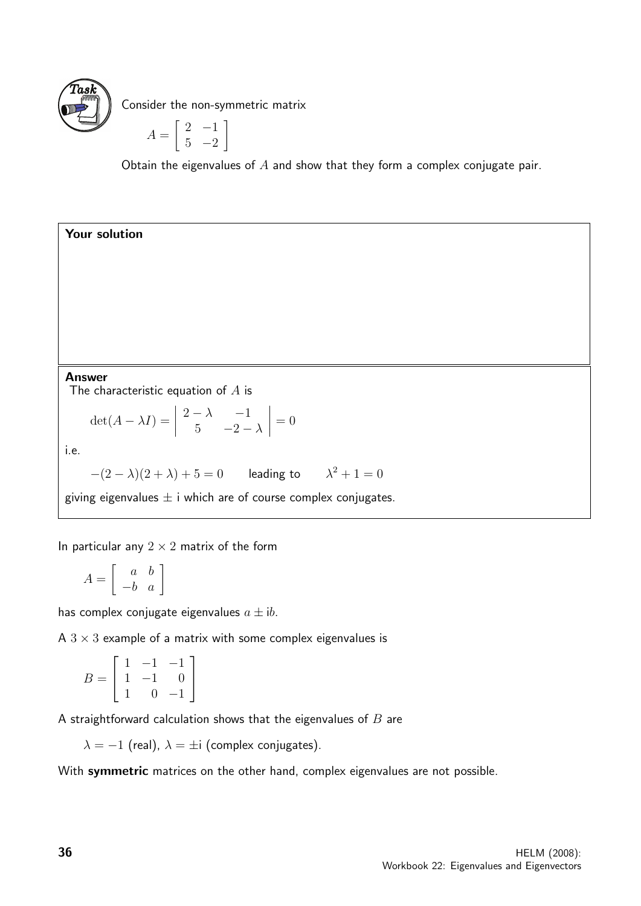**Task**

Consider the non-symmetric matrix

$$A = \begin{bmatrix} 2 & -1 \\ 5 & -2 \end{bmatrix}$$

Obtain the eigenvalues of $A$ and show that they form a complex conjugate pair.

**Your solution**

**Answer**

The characteristic equation of $A$ is

$$\det(A - \lambda I) = \begin{vmatrix} 2-\lambda & -1 \\ 5 & -2-\lambda \end{vmatrix} = 0$$

i.e.

$$-(2-\lambda)(2+\lambda) + 5 = 0 \qquad \text{leading to} \qquad \lambda^2 + 1 = 0$$

giving eigenvalues $\pm$ i which are of course complex conjugates.

In particular any $2 \times 2$ matrix of the form

$$A = \begin{bmatrix} a & b \\ -b & a \end{bmatrix}$$

has complex conjugate eigenvalues $a \pm \mathrm{i}b$.

A $3 \times 3$ example of a matrix with some complex eigenvalues is

$$B = \begin{bmatrix} 1 & -1 & -1 \\ 1 & -1 & 0 \\ 1 & 0 & -1 \end{bmatrix}$$

A straightforward calculation shows that the eigenvalues of $B$ are

$\lambda = -1$ (real), $\lambda = \pm\mathrm{i}$ (complex conjugates).

With **symmetric** matrices on the other hand, complex eigenvalues are not possible.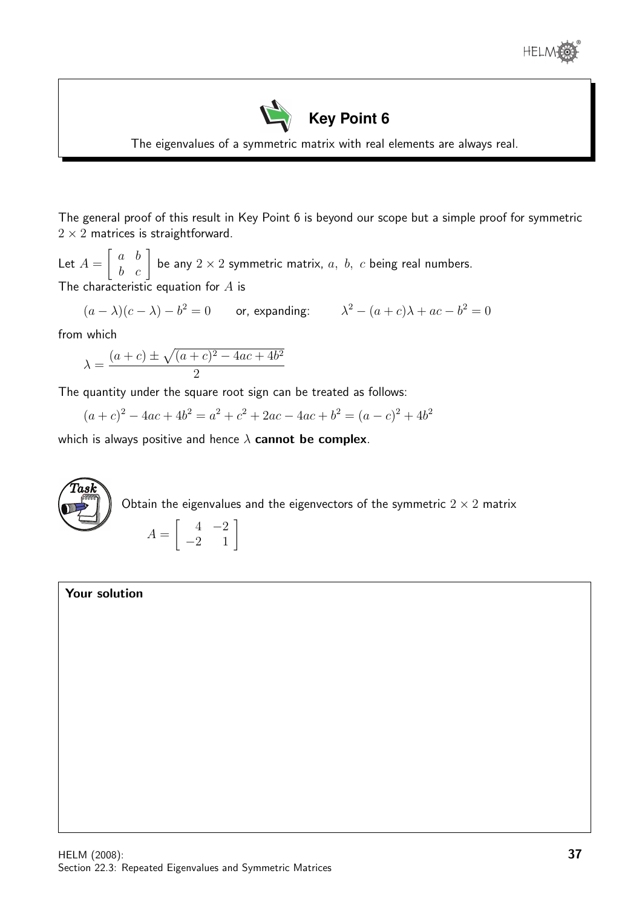## Key Point 6

The eigenvalues of a symmetric matrix with real elements are always real.

The general proof of this result in Key Point 6 is beyond our scope but a simple proof for symmetric $2 \times 2$ matrices is straightforward.

Let $A = \begin{bmatrix} a & b \\ b & c \end{bmatrix}$ be any $2 \times 2$ symmetric matrix, $a,\ b,\ c$ being real numbers.

The characteristic equation for $A$ is

$$(a - \lambda)(c - \lambda) - b^2 = 0 \qquad \text{or, expanding:} \qquad \lambda^2 - (a + c)\lambda + ac - b^2 = 0$$

from which

$$\lambda = \frac{(a + c) \pm \sqrt{(a + c)^2 - 4ac + 4b^2}}{2}$$

The quantity under the square root sign can be treated as follows:

$$(a + c)^2 - 4ac + 4b^2 = a^2 + c^2 + 2ac - 4ac + b^2 = (a - c)^2 + 4b^2$$

which is always positive and hence $\lambda$ **cannot be complex**.

**Task**

Obtain the eigenvalues and the eigenvectors of the symmetric $2 \times 2$ matrix

$$A = \begin{bmatrix} 4 & -2 \\ -2 & 1 \end{bmatrix}$$

**Your solution**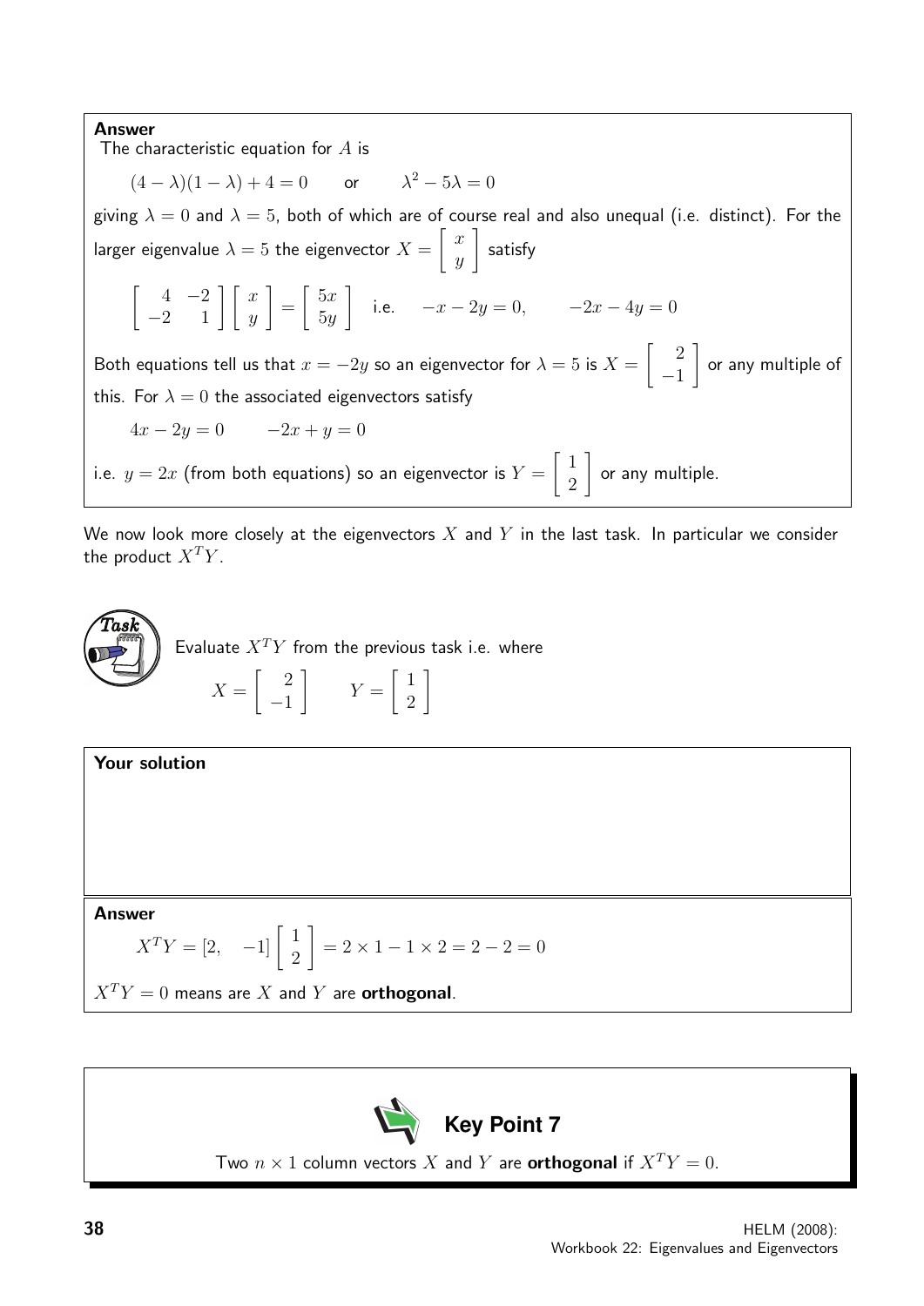**Answer**

The characteristic equation for $A$ is

$$(4-\lambda)(1-\lambda)+4=0 \qquad \text{or} \qquad \lambda^2 - 5\lambda = 0$$

giving $\lambda = 0$ and $\lambda = 5$, both of which are of course real and also unequal (i.e. distinct). For the larger eigenvalue $\lambda = 5$ the eigenvector $X = \begin{bmatrix} x \\ y \end{bmatrix}$ satisfy

$$\begin{bmatrix} 4 & -2 \\ -2 & 1 \end{bmatrix}\begin{bmatrix} x \\ y \end{bmatrix} = \begin{bmatrix} 5x \\ 5y \end{bmatrix} \quad \text{i.e.} \quad -x-2y=0, \qquad -2x-4y=0$$

Both equations tell us that $x = -2y$ so an eigenvector for $\lambda = 5$ is $X = \begin{bmatrix} 2 \\ -1 \end{bmatrix}$ or any multiple of this. For $\lambda = 0$ the associated eigenvectors satisfy

$$4x - 2y = 0 \qquad -2x + y = 0$$

i.e. $y = 2x$ (from both equations) so an eigenvector is $Y = \begin{bmatrix} 1 \\ 2 \end{bmatrix}$ or any multiple.

We now look more closely at the eigenvectors $X$ and $Y$ in the last task. In particular we consider the product $X^TY$.

**Task**

Evaluate $X^TY$ from the previous task i.e. where

$$X = \begin{bmatrix} 2 \\ -1 \end{bmatrix} \qquad Y = \begin{bmatrix} 1 \\ 2 \end{bmatrix}$$

**Your solution**

**Answer**

$$X^TY = [2, \quad -1]\begin{bmatrix} 1 \\ 2 \end{bmatrix} = 2 \times 1 - 1 \times 2 = 2 - 2 = 0$$

$X^TY = 0$ means are $X$ and $Y$ are **orthogonal**.

**Key Point 7**

Two $n \times 1$ column vectors $X$ and $Y$ are **orthogonal** if $X^TY = 0$.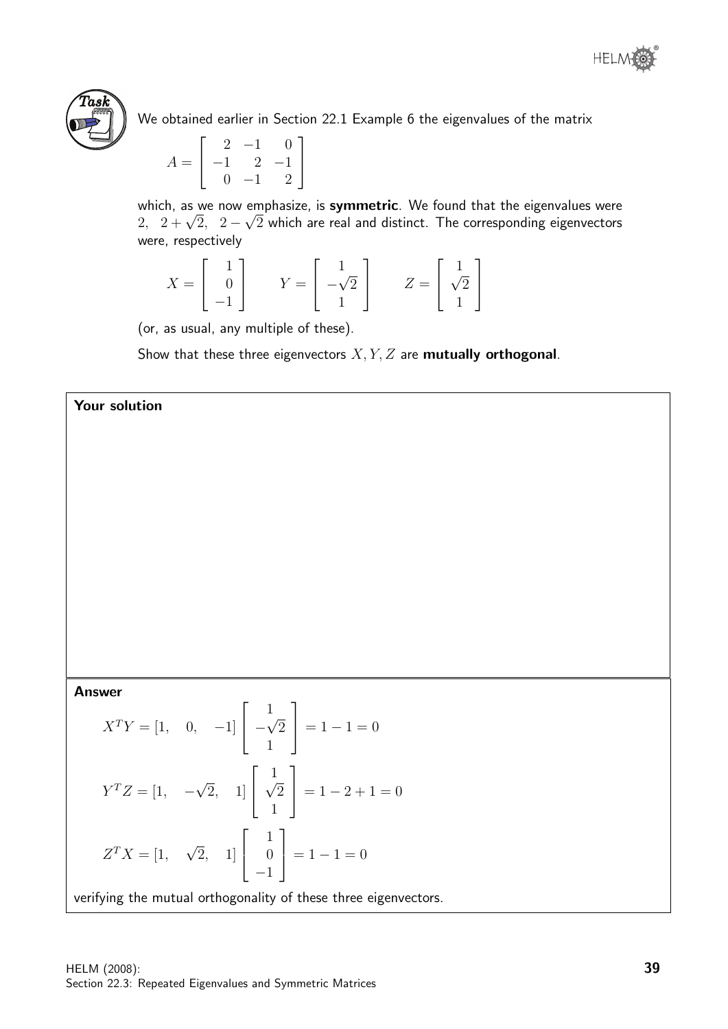**Task**

We obtained earlier in Section 22.1 Example 6 the eigenvalues of the matrix

$$A = \begin{bmatrix} 2 & -1 & 0 \\ -1 & 2 & -1 \\ 0 & -1 & 2 \end{bmatrix}$$

which, as we now emphasize, is **symmetric**. We found that the eigenvalues were $2, \;\; 2+\sqrt{2}, \;\; 2-\sqrt{2}$ which are real and distinct. The corresponding eigenvectors were, respectively

$$X = \begin{bmatrix} 1 \\ 0 \\ -1 \end{bmatrix} \qquad Y = \begin{bmatrix} 1 \\ -\sqrt{2} \\ 1 \end{bmatrix} \qquad Z = \begin{bmatrix} 1 \\ \sqrt{2} \\ 1 \end{bmatrix}$$

(or, as usual, any multiple of these).

Show that these three eigenvectors $X, Y, Z$ are **mutually orthogonal**.

**Your solution**

**Answer**

$$X^TY = [1, \quad 0, \quad -1] \begin{bmatrix} 1 \\ -\sqrt{2} \\ 1 \end{bmatrix} = 1 - 1 = 0$$

$$Y^TZ = [1, \quad -\sqrt{2}, \quad 1] \begin{bmatrix} 1 \\ \sqrt{2} \\ 1 \end{bmatrix} = 1 - 2 + 1 = 0$$

$$Z^TX = [1, \quad \sqrt{2}, \quad 1] \begin{bmatrix} 1 \\ 0 \\ -1 \end{bmatrix} = 1 - 1 = 0$$

verifying the mutual orthogonality of these three eigenvectors.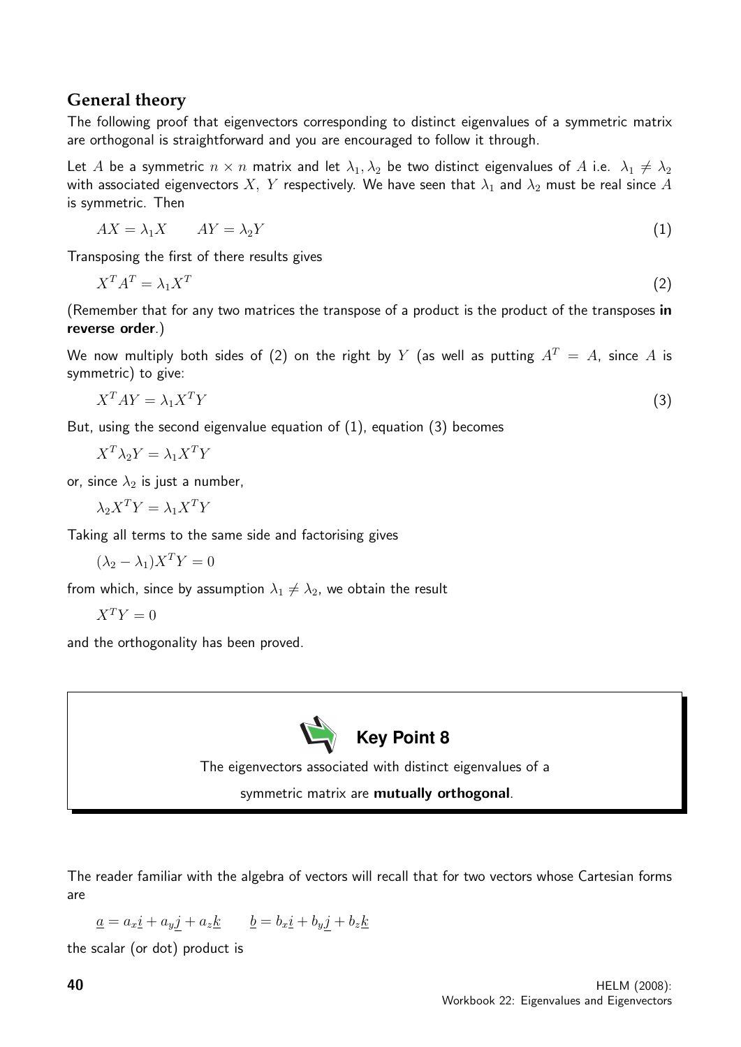## General theory

The following proof that eigenvectors corresponding to distinct eigenvalues of a symmetric matrix are orthogonal is straightforward and you are encouraged to follow it through.

Let $A$ be a symmetric $n \times n$ matrix and let $\lambda_1, \lambda_2$ be two distinct eigenvalues of $A$ i.e. $\lambda_1 \neq \lambda_2$ with associated eigenvectors $X,\ Y$ respectively. We have seen that $\lambda_1$ and $\lambda_2$ must be real since $A$ is symmetric. Then

$$AX = \lambda_1 X \qquad AY = \lambda_2 Y \tag{1}$$

Transposing the first of there results gives

$$X^T A^T = \lambda_1 X^T \tag{2}$$

(Remember that for any two matrices the transpose of a product is the product of the transposes **in reverse order**.)

We now multiply both sides of (2) on the right by $Y$ (as well as putting $A^T = A$, since $A$ is symmetric) to give:

$$X^T A Y = \lambda_1 X^T Y \tag{3}$$

But, using the second eigenvalue equation of (1), equation (3) becomes

$$X^T \lambda_2 Y = \lambda_1 X^T Y$$

or, since $\lambda_2$ is just a number,

$$\lambda_2 X^T Y = \lambda_1 X^T Y$$

Taking all terms to the same side and factorising gives

$$(\lambda_2 - \lambda_1) X^T Y = 0$$

from which, since by assumption $\lambda_1 \neq \lambda_2$, we obtain the result

$$X^T Y = 0$$

and the orthogonality has been proved.

**Key Point 8**

The eigenvectors associated with distinct eigenvalues of a symmetric matrix are **mutually orthogonal**.

The reader familiar with the algebra of vectors will recall that for two vectors whose Cartesian forms are

$$\underline{a} = a_x \underline{i} + a_y \underline{j} + a_z \underline{k} \qquad \underline{b} = b_x \underline{i} + b_y \underline{j} + b_z \underline{k}$$

the scalar (or dot) product is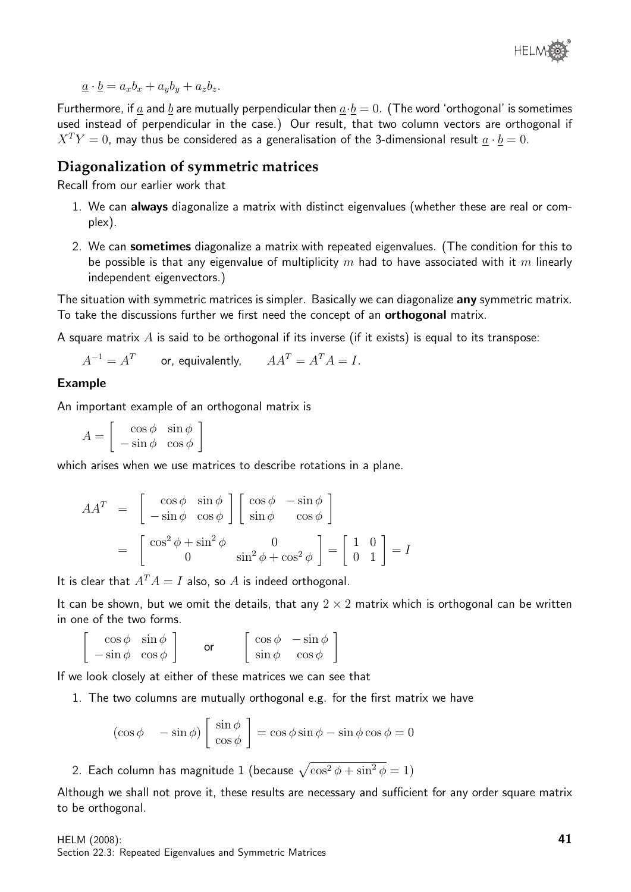$\underline{a} \cdot \underline{b} = a_x b_x + a_y b_y + a_z b_z$.

Furthermore, if $\underline{a}$ and $\underline{b}$ are mutually perpendicular then $\underline{a} \cdot \underline{b} = 0$. (The word 'orthogonal' is sometimes used instead of perpendicular in the case.) Our result, that two column vectors are orthogonal if $X^T Y = 0$, may thus be considered as a generalisation of the 3-dimensional result $\underline{a} \cdot \underline{b} = 0$.

## Diagonalization of symmetric matrices

Recall from our earlier work that

1. We can **always** diagonalize a matrix with distinct eigenvalues (whether these are real or complex).
2. We can **sometimes** diagonalize a matrix with repeated eigenvalues. (The condition for this to be possible is that any eigenvalue of multiplicity $m$ had to have associated with it $m$ linearly independent eigenvectors.)

The situation with symmetric matrices is simpler. Basically we can diagonalize **any** symmetric matrix. To take the discussions further we first need the concept of an **orthogonal** matrix.

A square matrix $A$ is said to be orthogonal if its inverse (if it exists) is equal to its transpose:

$$A^{-1} = A^T \qquad \text{or, equivalently,} \qquad AA^T = A^T A = I.$$

**Example**

An important example of an orthogonal matrix is

$$A = \begin{bmatrix} \cos\phi & \sin\phi \\ -\sin\phi & \cos\phi \end{bmatrix}$$

which arises when we use matrices to describe rotations in a plane.

$$\begin{aligned} AA^T &= \begin{bmatrix} \cos\phi & \sin\phi \\ -\sin\phi & \cos\phi \end{bmatrix} \begin{bmatrix} \cos\phi & -\sin\phi \\ \sin\phi & \cos\phi \end{bmatrix} \\ &= \begin{bmatrix} \cos^2\phi + \sin^2\phi & 0 \\ 0 & \sin^2\phi + \cos^2\phi \end{bmatrix} = \begin{bmatrix} 1 & 0 \\ 0 & 1 \end{bmatrix} = I \end{aligned}$$

It is clear that $A^T A = I$ also, so $A$ is indeed orthogonal.

It can be shown, but we omit the details, that any $2 \times 2$ matrix which is orthogonal can be written in one of the two forms.

$$\begin{bmatrix} \cos\phi & \sin\phi \\ -\sin\phi & \cos\phi \end{bmatrix} \qquad \text{or} \qquad \begin{bmatrix} \cos\phi & -\sin\phi \\ \sin\phi & \cos\phi \end{bmatrix}$$

If we look closely at either of these matrices we can see that

1. The two columns are mutually orthogonal e.g. for the first matrix we have

$$(\cos\phi \quad -\sin\phi) \begin{bmatrix} \sin\phi \\ \cos\phi \end{bmatrix} = \cos\phi \sin\phi - \sin\phi \cos\phi = 0$$

2. Each column has magnitude 1 (because $\sqrt{\cos^2\phi + \sin^2\phi} = 1$)

Although we shall not prove it, these results are necessary and sufficient for any order square matrix to be orthogonal.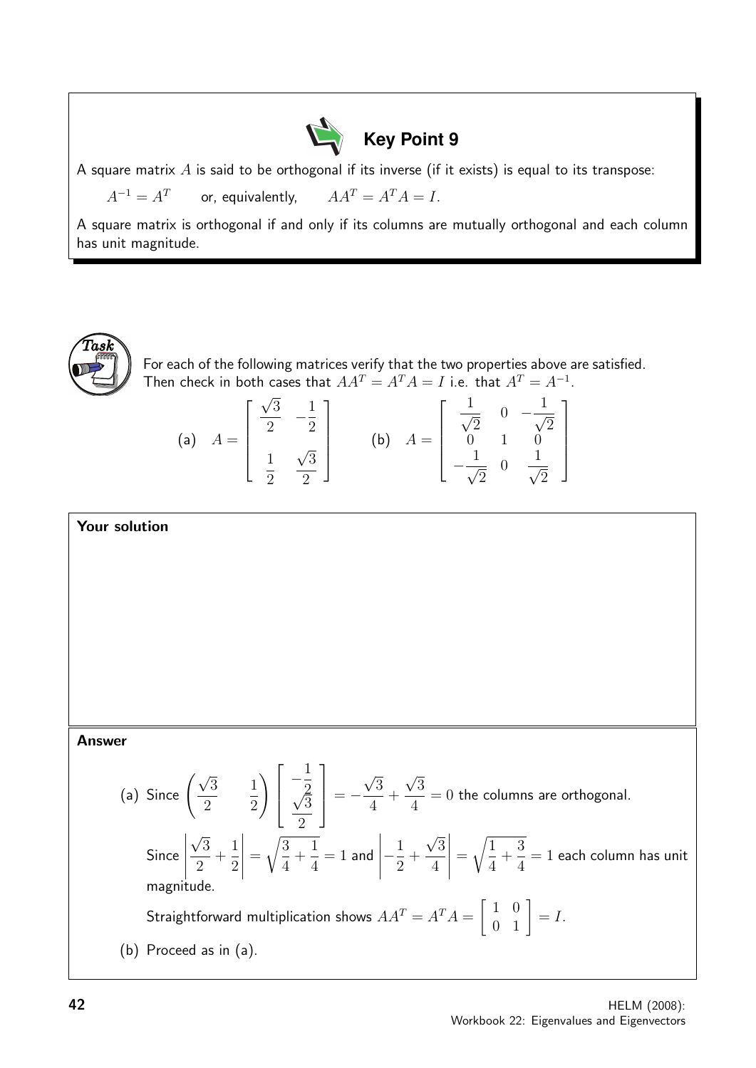### Key Point 9

A square matrix $A$ is said to be orthogonal if its inverse (if it exists) is equal to its transpose:

$$A^{-1} = A^T \qquad \text{or, equivalently,} \qquad AA^T = A^TA = I.$$

A square matrix is orthogonal if and only if its columns are mutually orthogonal and each column has unit magnitude.

### Task

For each of the following matrices verify that the two properties above are satisfied. Then check in both cases that $AA^T = A^TA = I$ i.e. that $A^T = A^{-1}$.

$$\text{(a)} \quad A = \begin{bmatrix} \dfrac{\sqrt{3}}{2} & -\dfrac{1}{2} \\[2ex] \dfrac{1}{2} & \dfrac{\sqrt{3}}{2} \end{bmatrix} \qquad \text{(b)} \quad A = \begin{bmatrix} \dfrac{1}{\sqrt{2}} & 0 & -\dfrac{1}{\sqrt{2}} \\ 0 & 1 & 0 \\ -\dfrac{1}{\sqrt{2}} & 0 & \dfrac{1}{\sqrt{2}} \end{bmatrix}$$

**Your solution**

**Answer**

(a) Since $\left(\dfrac{\sqrt{3}}{2} \quad \dfrac{1}{2}\right) \begin{bmatrix} -\dfrac{1}{2} \\ \dfrac{\sqrt{3}}{2} \end{bmatrix} = -\dfrac{\sqrt{3}}{4} + \dfrac{\sqrt{3}}{4} = 0$ the columns are orthogonal.

Since $\left|\dfrac{\sqrt{3}}{2} + \dfrac{1}{2}\right| = \sqrt{\dfrac{3}{4} + \dfrac{1}{4}} = 1$ and $\left|-\dfrac{1}{2} + \dfrac{\sqrt{3}}{4}\right| = \sqrt{\dfrac{1}{4} + \dfrac{3}{4}} = 1$ each column has unit magnitude.

Straightforward multiplication shows $AA^T = A^TA = \begin{bmatrix} 1 & 0 \\ 0 & 1 \end{bmatrix} = I$.

(b) Proceed as in (a).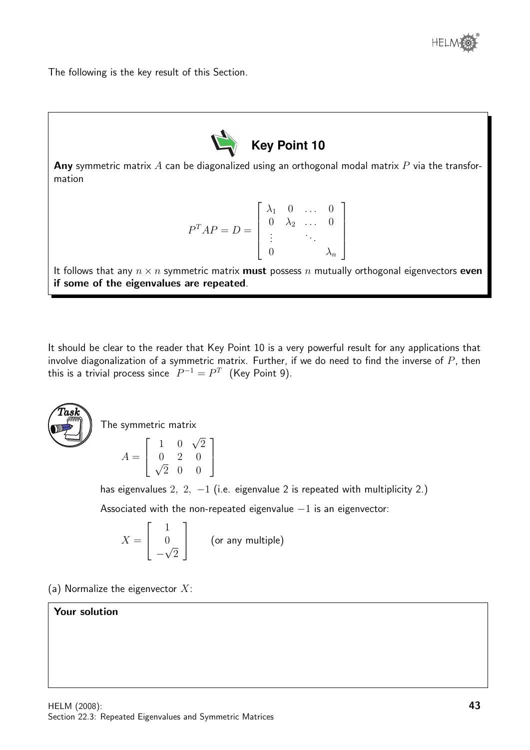The following is the key result of this Section.

**Key Point 10**

**Any** symmetric matrix $A$ can be diagonalized using an orthogonal modal matrix $P$ via the transformation

$$P^T AP = D = \begin{bmatrix} \lambda_1 & 0 & \dots & 0 \\ 0 & \lambda_2 & \dots & 0 \\ \vdots & & \ddots & \\ 0 & & & \lambda_n \end{bmatrix}$$

It follows that any $n \times n$ symmetric matrix **must** possess $n$ mutually orthogonal eigenvectors **even if some of the eigenvalues are repeated**.

It should be clear to the reader that Key Point 10 is a very powerful result for any applications that involve diagonalization of a symmetric matrix. Further, if we do need to find the inverse of $P$, then this is a trivial process since $P^{-1} = P^T$ (Key Point 9).

**Task**

The symmetric matrix

$$A = \begin{bmatrix} 1 & 0 & \sqrt{2} \\ 0 & 2 & 0 \\ \sqrt{2} & 0 & 0 \end{bmatrix}$$

has eigenvalues $2,\ 2,\ -1$ (i.e. eigenvalue 2 is repeated with multiplicity 2.)

Associated with the non-repeated eigenvalue $-1$ is an eigenvector:

$$X = \begin{bmatrix} 1 \\ 0 \\ -\sqrt{2} \end{bmatrix} \qquad \text{(or any multiple)}$$

(a) Normalize the eigenvector $X$:

**Your solution**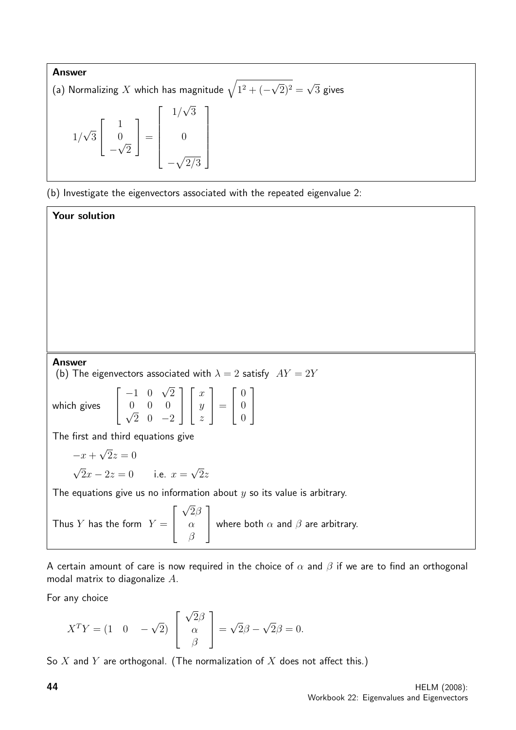**Answer**

(a) Normalizing $X$ which has magnitude $\sqrt{1^2 + (-\sqrt{2})^2} = \sqrt{3}$ gives

$$1/\sqrt{3}\begin{bmatrix} 1 \\ 0 \\ -\sqrt{2} \end{bmatrix} = \begin{bmatrix} 1/\sqrt{3} \\ 0 \\ -\sqrt{2/3} \end{bmatrix}$$

(b) Investigate the eigenvectors associated with the repeated eigenvalue 2:

**Your solution**

**Answer**

(b) The eigenvectors associated with $\lambda = 2$ satisfy $AY = 2Y$

which gives $$\begin{bmatrix} -1 & 0 & \sqrt{2} \\ 0 & 0 & 0 \\ \sqrt{2} & 0 & -2 \end{bmatrix}\begin{bmatrix} x \\ y \\ z \end{bmatrix} = \begin{bmatrix} 0 \\ 0 \\ 0 \end{bmatrix}$$

The first and third equations give

$$-x + \sqrt{2}z = 0$$

$$\sqrt{2}x - 2z = 0 \qquad \text{i.e. } x = \sqrt{2}z$$

The equations give us no information about $y$ so its value is arbitrary.

Thus $Y$ has the form $Y = \begin{bmatrix} \sqrt{2}\beta \\ \alpha \\ \beta \end{bmatrix}$ where both $\alpha$ and $\beta$ are arbitrary.

A certain amount of care is now required in the choice of $\alpha$ and $\beta$ if we are to find an orthogonal modal matrix to diagonalize $A$.

For any choice

$$X^TY = (1 \quad 0 \quad -\sqrt{2})\begin{bmatrix} \sqrt{2}\beta \\ \alpha \\ \beta \end{bmatrix} = \sqrt{2}\beta - \sqrt{2}\beta = 0.$$

So $X$ and $Y$ are orthogonal. (The normalization of $X$ does not affect this.)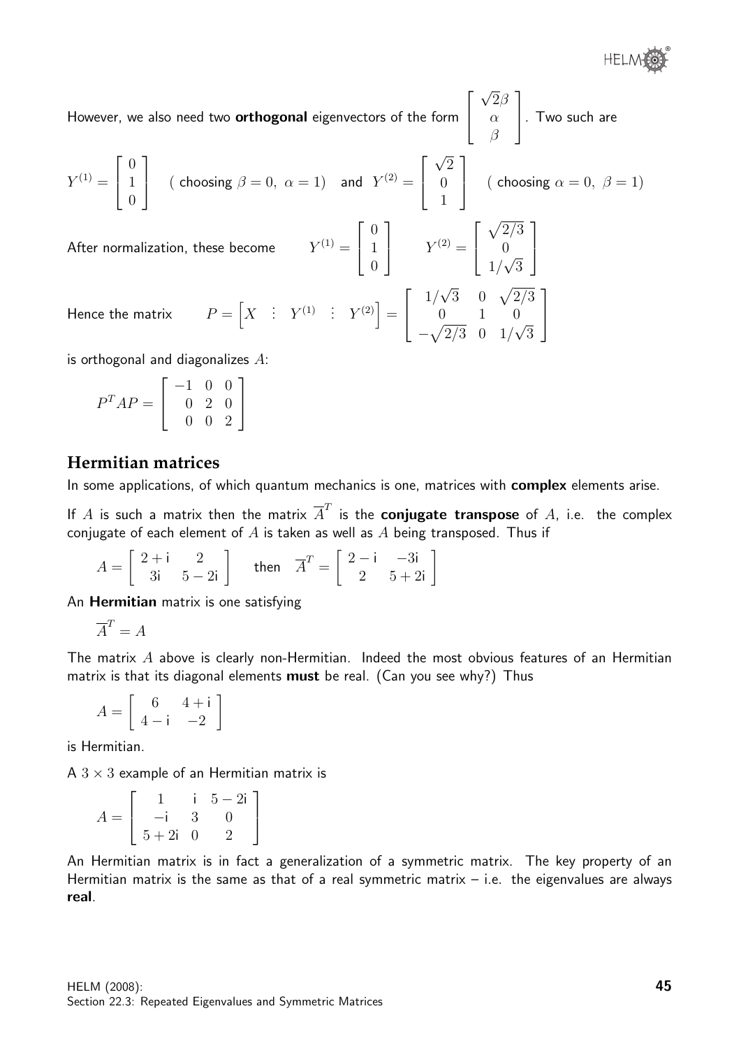However, we also need two **orthogonal** eigenvectors of the form $\begin{bmatrix} \sqrt{2}\beta \\ \alpha \\ \beta \end{bmatrix}$. Two such are

$$Y^{(1)} = \begin{bmatrix} 0 \\ 1 \\ 0 \end{bmatrix} \quad (\text{ choosing } \beta = 0,\ \alpha = 1) \quad \text{and} \quad Y^{(2)} = \begin{bmatrix} \sqrt{2} \\ 0 \\ 1 \end{bmatrix} \quad (\text{ choosing } \alpha = 0,\ \beta = 1)$$

After normalization, these become $\quad Y^{(1)} = \begin{bmatrix} 0 \\ 1 \\ 0 \end{bmatrix} \qquad Y^{(2)} = \begin{bmatrix} \sqrt{2/3} \\ 0 \\ 1/\sqrt{3} \end{bmatrix}$

Hence the matrix $\quad P = \begin{bmatrix} X & \vdots & Y^{(1)} & \vdots & Y^{(2)} \end{bmatrix} = \begin{bmatrix} 1/\sqrt{3} & 0 & \sqrt{2/3} \\ 0 & 1 & 0 \\ -\sqrt{2/3} & 0 & 1/\sqrt{3} \end{bmatrix}$

is orthogonal and diagonalizes $A$:

$$P^T A P = \begin{bmatrix} -1 & 0 & 0 \\ 0 & 2 & 0 \\ 0 & 0 & 2 \end{bmatrix}$$

## Hermitian matrices

In some applications, of which quantum mechanics is one, matrices with **complex** elements arise.

If $A$ is such a matrix then the matrix $\overline{A}^T$ is the **conjugate transpose** of $A$, i.e. the complex conjugate of each element of $A$ is taken as well as $A$ being transposed. Thus if

$$A = \begin{bmatrix} 2+\mathrm{i} & 2 \\ 3\mathrm{i} & 5-2\mathrm{i} \end{bmatrix} \quad \text{then} \quad \overline{A}^T = \begin{bmatrix} 2-\mathrm{i} & -3\mathrm{i} \\ 2 & 5+2\mathrm{i} \end{bmatrix}$$

An **Hermitian** matrix is one satisfying

$$\overline{A}^T = A$$

The matrix $A$ above is clearly non-Hermitian. Indeed the most obvious features of an Hermitian matrix is that its diagonal elements **must** be real. (Can you see why?) Thus

$$A = \begin{bmatrix} 6 & 4+\mathrm{i} \\ 4-\mathrm{i} & -2 \end{bmatrix}$$

is Hermitian.

A $3 \times 3$ example of an Hermitian matrix is

$$A = \begin{bmatrix} 1 & \mathrm{i} & 5-2\mathrm{i} \\ -\mathrm{i} & 3 & 0 \\ 5+2\mathrm{i} & 0 & 2 \end{bmatrix}$$

An Hermitian matrix is in fact a generalization of a symmetric matrix. The key property of an Hermitian matrix is the same as that of a real symmetric matrix – i.e. the eigenvalues are always **real**.